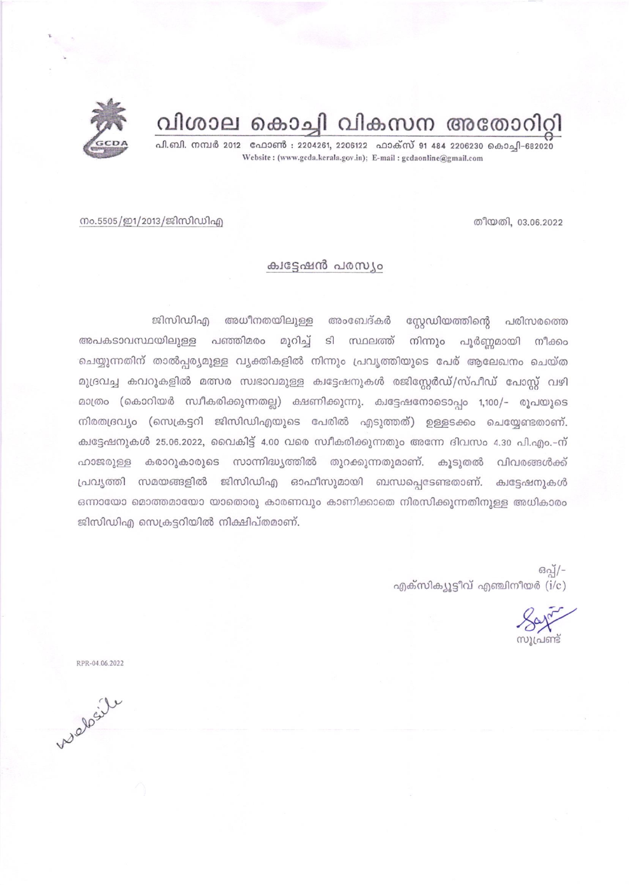# വിശാല കൊച്ചി വികസന അതോറിറ്റി

പി.ബി. നമ്പർ 2012 ഫോൺ : 2204261, 2206122 ഫാക്സ് 91 484 2206230 കൊച്ചി-682020
Website : (www.gcda.kerala.gov.in); E-mail : gcdaonline@gmail.com

നം.5505/ഇ1/2013/ജിസിഡിഎ

തീയതി, 03.06.2022

## ക്വട്ടേഷൻ പരസ്യം

ജിസിഡിഎ അധീനതയിലുള്ള അംബേദ്കർ സ്റ്റേഡിയത്തിന്റെ പരിസരത്തെ അപകടാവസ്ഥയിലുള്ള പഞ്ഞിമരം മുറിച്ച് ടി സ്ഥലത്ത് നിന്നും പൂർണ്ണമായി നീക്കം ചെയ്യുന്നതിന് താൽപ്പര്യമുള്ള വ്യക്തികളിൽ നിന്നും പ്രവൃത്തിയുടെ പേര് ആലേഖനം ചെയ്ത മുദ്രവച്ച കവറുകളിൽ മത്സര സ്വഭാവമുള്ള ക്വട്ടേഷനുകൾ രജിസ്റ്റേർഡ്/സ്പീഡ് പോസ്റ്റ് വഴി മാത്രം (കൊറിയർ സ്വീകരിക്കുന്നതല്ല) ക്ഷണിക്കുന്നു. ക്വട്ടേഷനോടൊപ്പം 1,100/- രൂപയുടെ നിരതദ്രവ്യം (സെക്രട്ടറി ജിസിഡിഎയുടെ പേരിൽ എടുത്തത്) ഉള്ളടക്കം ചെയ്യേണ്ടതാണ്. ക്വട്ടേഷനുകൾ 25.06.2022, വൈകിട്ട് 4.00 വരെ സ്വീകരിക്കുന്നതും അന്നേ ദിവസം 4.30 പി.എം.-ന് ഹാജരുള്ള കരാറുകാരുടെ സാന്നിദ്ധ്യത്തിൽ തുറക്കുന്നതുമാണ്. കൂടുതൽ വിവരങ്ങൾക്ക് പ്രവൃത്തി സമയങ്ങളിൽ ജിസിഡിഎ ഓഫീസുമായി ബന്ധപ്പെടേണ്ടതാണ്. ക്വട്ടേഷനുകൾ ഒന്നായോ മൊത്തമായോ യാതൊരു കാരണവും കാണിക്കാതെ നിരസിക്കുന്നതിനുള്ള അധികാരം ജിസിഡിഎ സെക്രട്ടറിയിൽ നിക്ഷിപ്തമാണ്.

ഒപ്പ്/-
എക്സിക്യൂട്ടീവ് എഞ്ചിനീയർ (i/c)

സൂപ്രണ്ട്

RPR-04.06.2022

website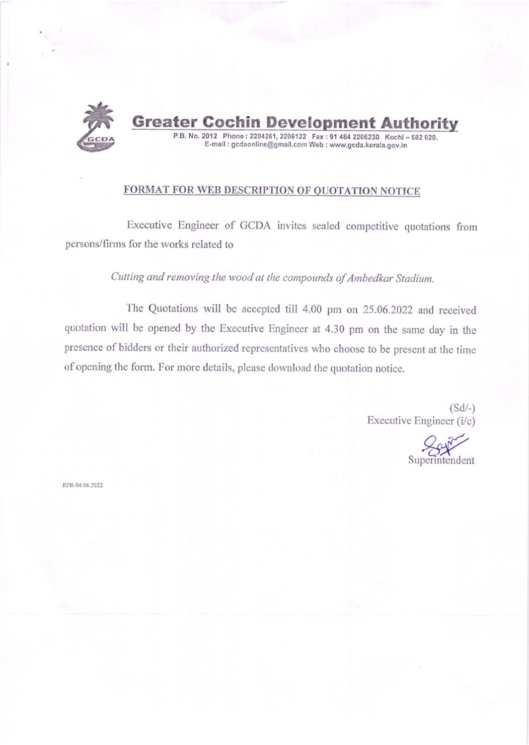# Greater Cochin Development Authority

P.B. No. 2012 Phone : 2204261, 2206122 Fax : 91 484 2206230 Kochi – 682 020.
E-mail : gcdaonline@gmail.com Web : www.gcda.kerala.gov.in

## FORMAT FOR WEB DESCRIPTION OF QUOTATION NOTICE

Executive Engineer of GCDA invites sealed competitive quotations from persons/firms for the works related to

*Cutting and removing the wood at the compounds of Ambedkar Stadium.*

The Quotations will be accepted till 4.00 pm on 25.06.2022 and received quotation will be opened by the Executive Engineer at 4.30 pm on the same day in the presence of bidders or their authorized representatives who choose to be present at the time of opening the form. For more details, please download the quotation notice.

(Sd/-)
Executive Engineer (i/c)

Superintendent

RPR-04.06.2022